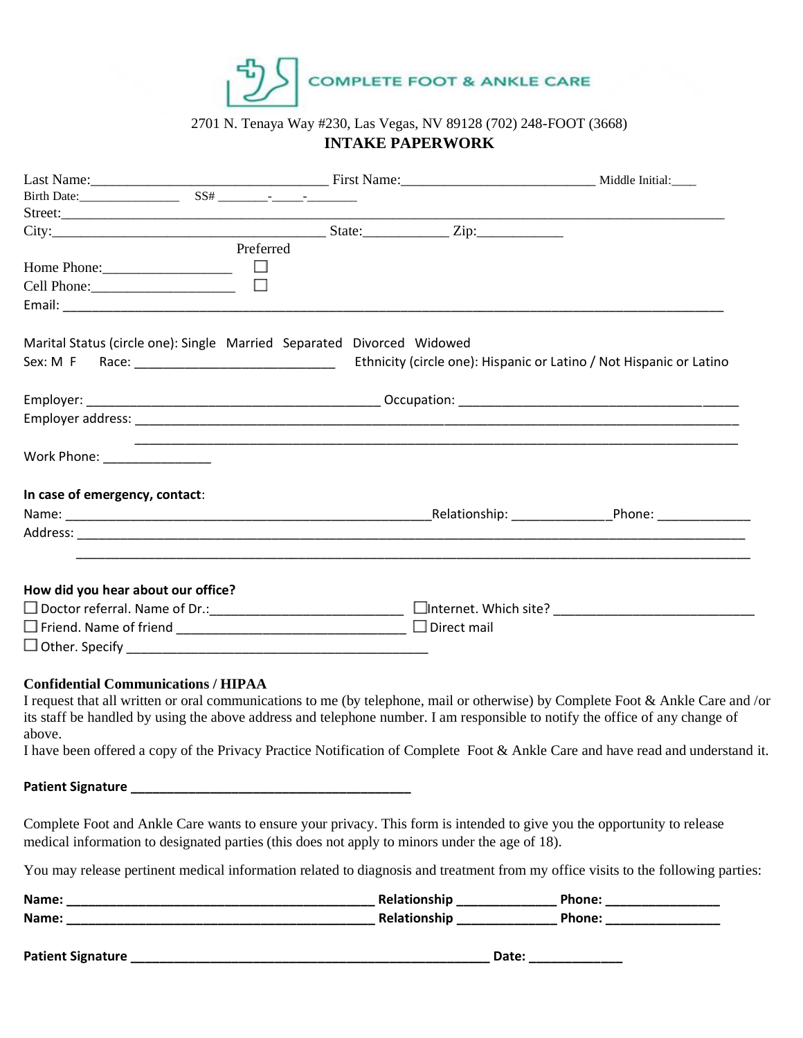COMPLETE FOOT & ANKLE CARE

2701 N. Tenaya Way #230, Las Vegas, NV 89128 (702) 248-FOOT (3668)

# INTAKE PAPERWORK

Last Name:_______________________________ First Name:_________________________ Middle Initial:____

Birth Date:_______________ SS# ________-_____-________

Street:___________________________________________________________________________________

City:____________________________________ State:___________ Zip:___________

| | Preferred |
|---|---|
| Home Phone:_________________ | ☐ |
| Cell Phone:___________________ | ☐ |

Email: ___________________________________________________________________________________

Marital Status (circle one): Single Married Separated Divorced Widowed

Sex: M F Race: ___________________________ Ethnicity (circle one): Hispanic or Latino / Not Hispanic or Latino

Employer: _______________________________________ Occupation: ___________________________________

Employer address: _______________________________________________________________________________

_______________________________________________________________________________

Work Phone: _______________

**In case of emergency, contact**:

Name: __________________________________________________Relationship: _____________Phone: _____________

Address: _________________________________________________________________________________________

_________________________________________________________________________________________

**How did you hear about our office?**

☐ Doctor referral. Name of Dr.:_________________________ ☐Internet. Which site? __________________________

☐ Friend. Name of friend ______________________________ ☐ Direct mail

☐ Other. Specify __________________________________________

**Confidential Communications / HIPAA**

I request that all written or oral communications to me (by telephone, mail or otherwise) by Complete Foot & Ankle Care and /or its staff be handled by using the above address and telephone number. I am responsible to notify the office of any change of above.

I have been offered a copy of the Privacy Practice Notification of Complete Foot & Ankle Care and have read and understand it.

**Patient Signature ______________________________________**

Complete Foot and Ankle Care wants to ensure your privacy. This form is intended to give you the opportunity to release medical information to designated parties (this does not apply to minors under the age of 18).

You may release pertinent medical information related to diagnosis and treatment from my office visits to the following parties:

**Name: __________________________________________ Relationship _____________ Phone: _______________**

**Name: __________________________________________ Relationship _____________ Phone: _______________**

**Patient Signature _________________________________________________ Date: _____________**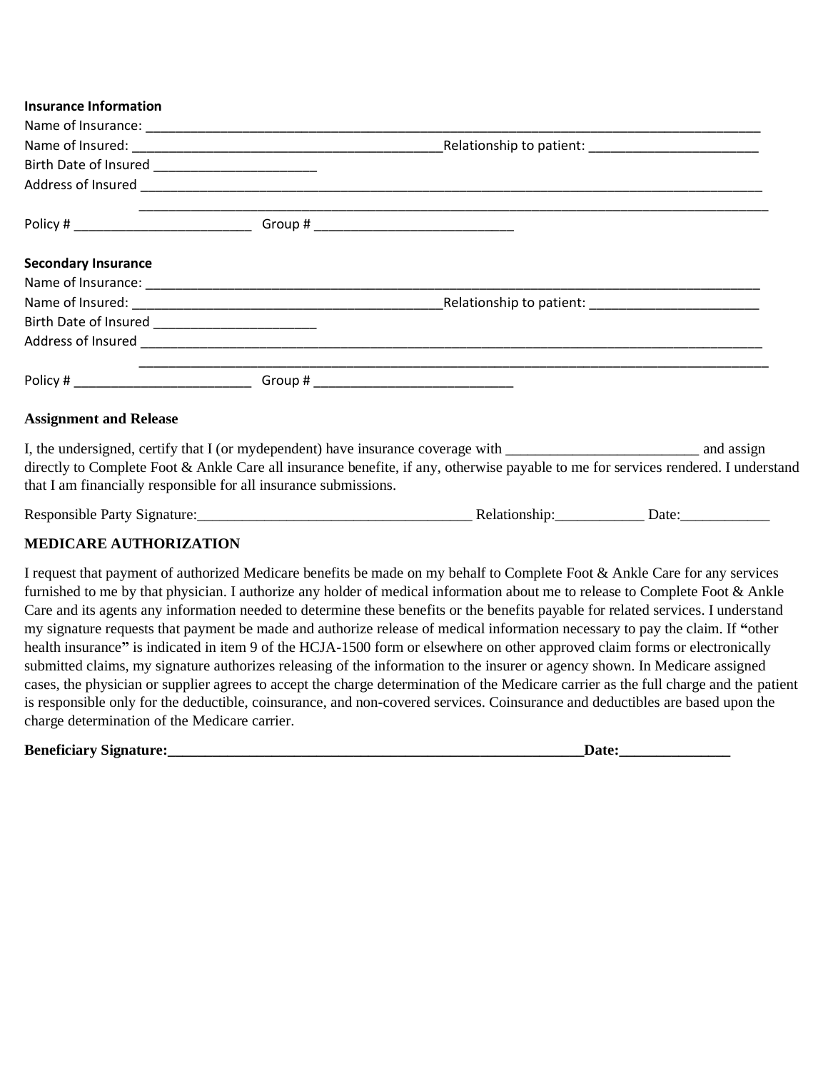**Insurance Information**

Name of Insurance: ______________________________________________________________________________

Name of Insured: ________________________________________Relationship to patient: ______________________

Birth Date of Insured _____________________

Address of Insured _______________________________________________________________________________

_______________________________________________________________________________

Policy # _______________________ Group # __________________________

**Secondary Insurance**

Name of Insurance: ______________________________________________________________________________

Name of Insured: ________________________________________Relationship to patient: ______________________

Birth Date of Insured _____________________

Address of Insured _______________________________________________________________________________

_______________________________________________________________________________

Policy # _______________________ Group # __________________________

**Assignment and Release**

I, the undersigned, certify that I (or mydependent) have insurance coverage with _________________________ and assign directly to Complete Foot & Ankle Care all insurance benefite, if any, otherwise payable to me for services rendered. I understand that I am financially responsible for all insurance submissions.

Responsible Party Signature:____________________________________ Relationship:___________ Date:___________

**MEDICARE AUTHORIZATION**

I request that payment of authorized Medicare benefits be made on my behalf to Complete Foot & Ankle Care for any services furnished to me by that physician. I authorize any holder of medical information about me to release to Complete Foot & Ankle Care and its agents any information needed to determine these benefits or the benefits payable for related services. I understand my signature requests that payment be made and authorize release of medical information necessary to pay the claim. If "other health insurance" is indicated in item 9 of the HCJA-1500 form or elsewhere on other approved claim forms or electronically submitted claims, my signature authorizes releasing of the information to the insurer or agency shown. In Medicare assigned cases, the physician or supplier agrees to accept the charge determination of the Medicare carrier as the full charge and the patient is responsible only for the deductible, coinsurance, and non-covered services. Coinsurance and deductibles are based upon the charge determination of the Medicare carrier.

**Beneficiary Signature:________________________________________________________Date:______________**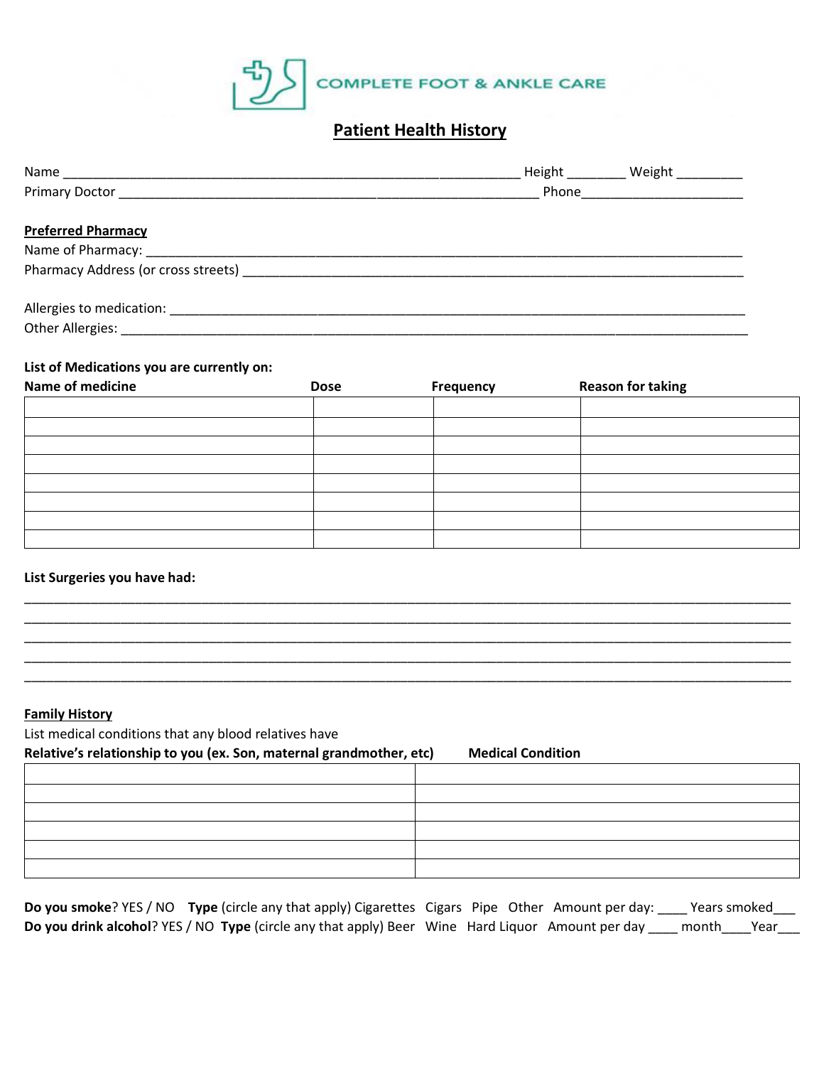COMPLETE FOOT & ANKLE CARE

# Patient Health History

Name _______________________________________________ Height ________ Weight _________

Primary Doctor ___________________________________________ Phone_____________________

**Preferred Pharmacy**

Name of Pharmacy: ________________________________________________________________

Pharmacy Address (or cross streets) ____________________________________________________

Allergies to medication: ____________________________________________________________

Other Allergies: _________________________________________________________________

**List of Medications you are currently on:**

| Name of medicine | Dose | Frequency | Reason for taking |
|---|---|---|---|
| | | | |
| | | | |
| | | | |
| | | | |
| | | | |
| | | | |
| | | | |
| | | | |

**List Surgeries you have had:**

______________________________________________________________________________

______________________________________________________________________________

______________________________________________________________________________

______________________________________________________________________________

______________________________________________________________________________

**Family History**

List medical conditions that any blood relatives have

| Relative's relationship to you (ex. Son, maternal grandmother, etc) | Medical Condition |
|---|---|
| | |
| | |
| | |
| | |
| | |
| | |

**Do you smoke**? YES / NO **Type** (circle any that apply) Cigarettes Cigars Pipe Other Amount per day: ____ Years smoked___

**Do you drink alcohol**? YES / NO **Type** (circle any that apply) Beer Wine Hard Liquor Amount per day ____ month____Year___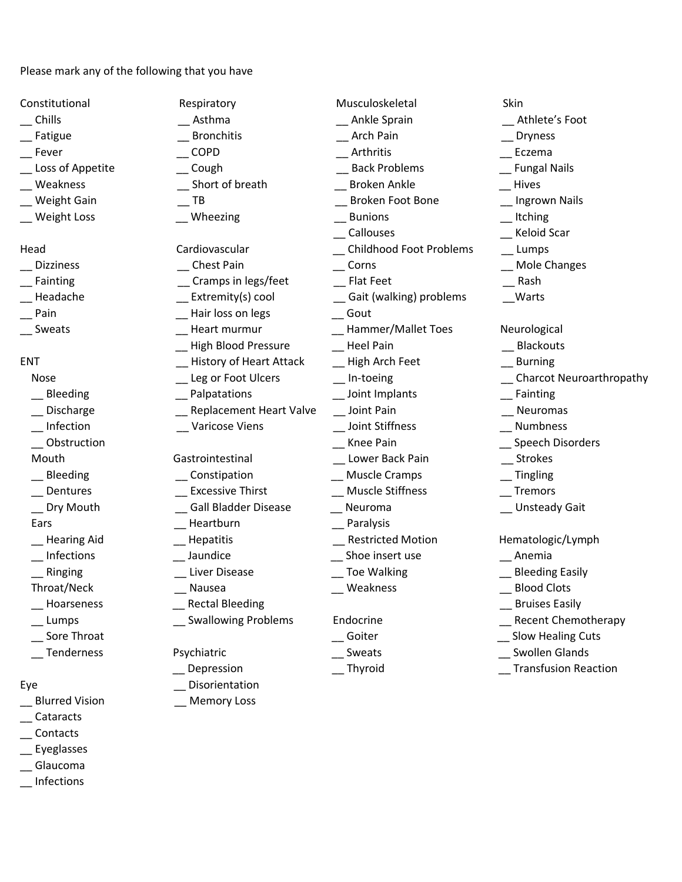Please mark any of the following that you have

**Constitutional**

__ Chills
__ Fatigue
__ Fever
__ Loss of Appetite
__ Weakness
__ Weight Gain
__ Weight Loss

**Head**

__ Dizziness
__ Fainting
__ Headache
__ Pain
__ Sweats

**ENT**

Nose

__ Bleeding
__ Discharge
__ Infection
__ Obstruction

Mouth

__ Bleeding
__ Dentures
__ Dry Mouth

Ears

__ Hearing Aid
__ Infections
__ Ringing

Throat/Neck

__ Hoarseness
__ Lumps
__ Sore Throat
__ Tenderness

**Eye**

__ Blurred Vision
__ Cataracts
__ Contacts
__ Eyeglasses
__ Glaucoma
__ Infections

**Respiratory**

__ Asthma
__ Bronchitis
__ COPD
__ Cough
__ Short of breath
__ TB
__ Wheezing

**Cardiovascular**

__ Chest Pain
__ Cramps in legs/feet
__ Extremity(s) cool
__ Hair loss on legs
__ Heart murmur
__ High Blood Pressure
__ History of Heart Attack
__ Leg or Foot Ulcers
__ Palpatations
__ Replacement Heart Valve
__ Varicose Viens

**Gastrointestinal**

__ Constipation
__ Excessive Thirst
__ Gall Bladder Disease
__ Heartburn
__ Hepatitis
__ Jaundice
__ Liver Disease
__ Nausea
__ Rectal Bleeding
__ Swallowing Problems

**Psychiatric**

__ Depression
__ Disorientation
__ Memory Loss

**Musculoskeletal**

__ Ankle Sprain
__ Arch Pain
__ Arthritis
__ Back Problems
__ Broken Ankle
__ Broken Foot Bone
__ Bunions
__ Callouses
__ Childhood Foot Problems
__ Corns
__ Flat Feet
__ Gait (walking) problems
__ Gout
__ Hammer/Mallet Toes
__ Heel Pain
__ High Arch Feet
__ In-toeing
__ Joint Implants
__ Joint Pain
__ Joint Stiffness
__ Knee Pain
__ Lower Back Pain
__ Muscle Cramps
__ Muscle Stiffness
__ Neuroma
__ Paralysis
__ Restricted Motion
__ Shoe insert use
__ Toe Walking
__ Weakness

**Endocrine**

__ Goiter
__ Sweats
__ Thyroid

**Skin**

__ Athlete's Foot
__ Dryness
__ Eczema
__ Fungal Nails
__ Hives
__ Ingrown Nails
__ Itching
__ Keloid Scar
__ Lumps
__ Mole Changes
__ Rash
__ Warts

**Neurological**

__ Blackouts
__ Burning
__ Charcot Neuroarthropathy
__ Fainting
__ Neuromas
__ Numbness
__ Speech Disorders
__ Strokes
__ Tingling
__ Tremors
__ Unsteady Gait

**Hematologic/Lymph**

__ Anemia
__ Bleeding Easily
__ Blood Clots
__ Bruises Easily
__ Recent Chemotherapy
__ Slow Healing Cuts
__ Swollen Glands
__ Transfusion Reaction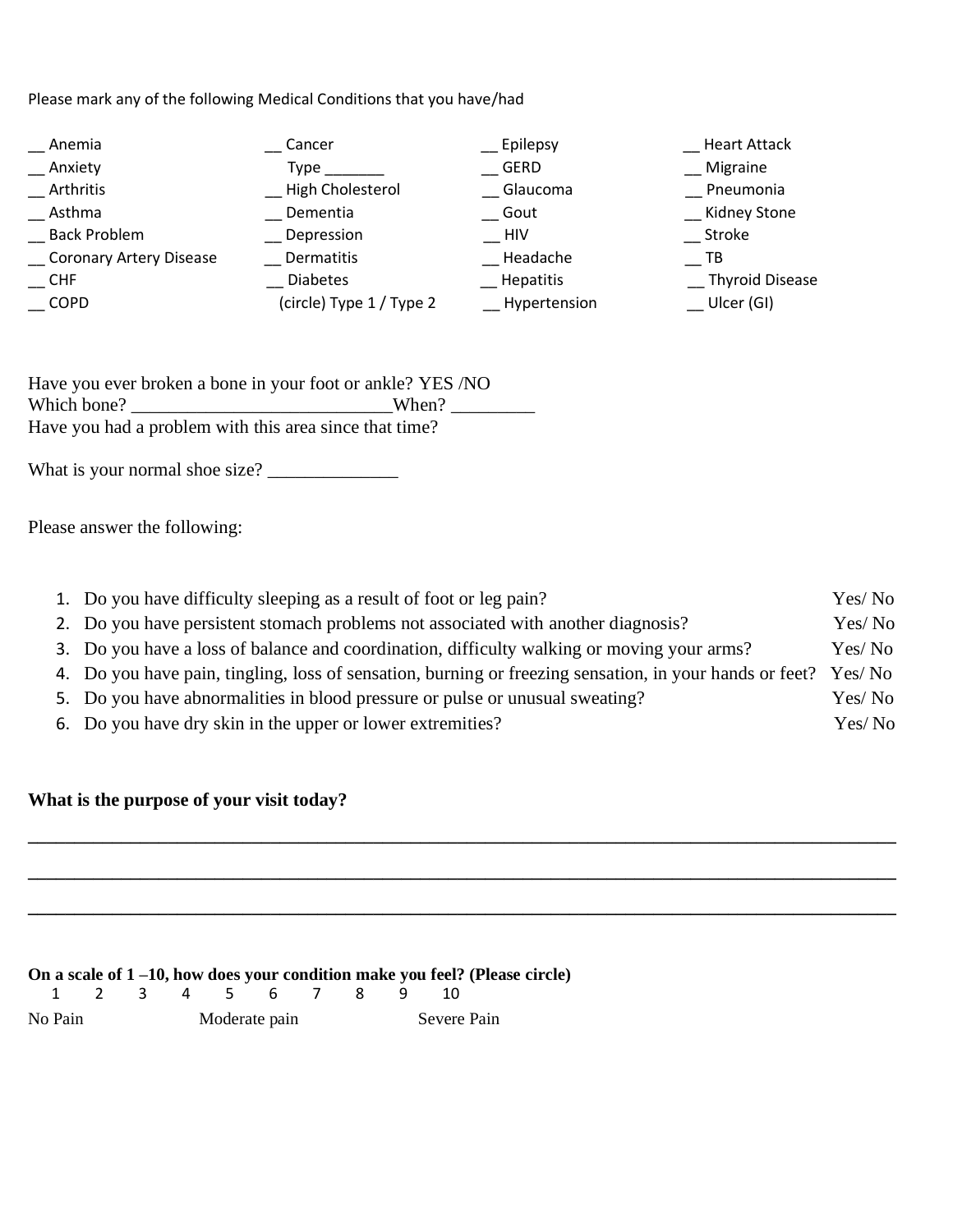Please mark any of the following Medical Conditions that you have/had

| | | | |
|---|---|---|---|
| __ Anemia | __ Cancer | __ Epilepsy | __ Heart Attack |
| __ Anxiety | Type _______ | __ GERD | __ Migraine |
| __ Arthritis | __ High Cholesterol | __ Glaucoma | __ Pneumonia |
| __ Asthma | __ Dementia | __ Gout | __ Kidney Stone |
| __ Back Problem | __ Depression | __ HIV | __ Stroke |
| __ Coronary Artery Disease | __ Dermatitis | __ Headache | __ TB |
| __ CHF | __ Diabetes | __ Hepatitis | __ Thyroid Disease |
| __ COPD | (circle) Type 1 / Type 2 | __ Hypertension | __ Ulcer (GI) |

Have you ever broken a bone in your foot or ankle? YES /NO
Which bone? ___________________________When? _________
Have you had a problem with this area since that time?

What is your normal shoe size? ______________

Please answer the following:

1. Do you have difficulty sleeping as a result of foot or leg pain? Yes/ No
2. Do you have persistent stomach problems not associated with another diagnosis? Yes/ No
3. Do you have a loss of balance and coordination, difficulty walking or moving your arms? Yes/ No
4. Do you have pain, tingling, loss of sensation, burning or freezing sensation, in your hands or feet? Yes/ No
5. Do you have abnormalities in blood pressure or pulse or unusual sweating? Yes/ No
6. Do you have dry skin in the upper or lower extremities? Yes/ No

**What is the purpose of your visit today?**

______________________________________________________________________________

______________________________________________________________________________

______________________________________________________________________________

**On a scale of 1 –10, how does your condition make you feel? (Please circle)**

1 2 3 4 5 6 7 8 9 10

No Pain Moderate pain Severe Pain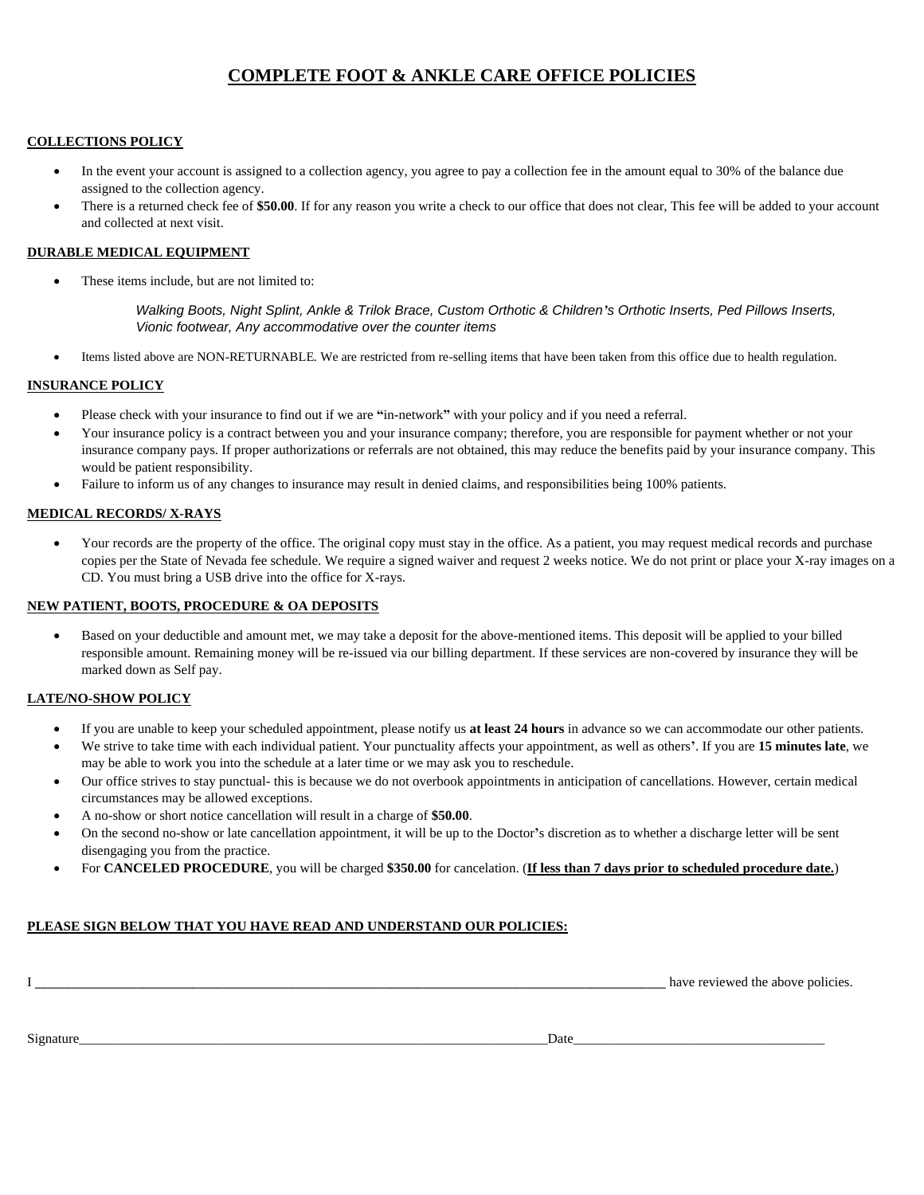# COMPLETE FOOT & ANKLE CARE OFFICE POLICIES

## COLLECTIONS POLICY

- In the event your account is assigned to a collection agency, you agree to pay a collection fee in the amount equal to 30% of the balance due assigned to the collection agency.
- There is a returned check fee of **$50.00**. If for any reason you write a check to our office that does not clear, This fee will be added to your account and collected at next visit.

## DURABLE MEDICAL EQUIPMENT

- These items include, but are not limited to:

  *Walking Boots, Night Splint, Ankle & Trilok Brace, Custom Orthotic & Children's Orthotic Inserts, Ped Pillows Inserts, Vionic footwear, Any accommodative over the counter items*

- Items listed above are NON-RETURNABLE. We are restricted from re-selling items that have been taken from this office due to health regulation.

## INSURANCE POLICY

- Please check with your insurance to find out if we are **"**in-network**"** with your policy and if you need a referral.
- Your insurance policy is a contract between you and your insurance company; therefore, you are responsible for payment whether or not your insurance company pays. If proper authorizations or referrals are not obtained, this may reduce the benefits paid by your insurance company. This would be patient responsibility.
- Failure to inform us of any changes to insurance may result in denied claims, and responsibilities being 100% patients.

## MEDICAL RECORDS/ X-RAYS

- Your records are the property of the office. The original copy must stay in the office. As a patient, you may request medical records and purchase copies per the State of Nevada fee schedule. We require a signed waiver and request 2 weeks notice. We do not print or place your X-ray images on a CD. You must bring a USB drive into the office for X-rays.

## NEW PATIENT, BOOTS, PROCEDURE & OA DEPOSITS

- Based on your deductible and amount met, we may take a deposit for the above-mentioned items. This deposit will be applied to your billed responsible amount. Remaining money will be re-issued via our billing department. If these services are non-covered by insurance they will be marked down as Self pay.

## LATE/NO-SHOW POLICY

- If you are unable to keep your scheduled appointment, please notify us **at least 24 hours** in advance so we can accommodate our other patients.
- We strive to take time with each individual patient. Your punctuality affects your appointment, as well as others**'**. If you are **15 minutes late**, we may be able to work you into the schedule at a later time or we may ask you to reschedule.
- Our office strives to stay punctual- this is because we do not overbook appointments in anticipation of cancellations. However, certain medical circumstances may be allowed exceptions.
- A no-show or short notice cancellation will result in a charge of **$50.00**.
- On the second no-show or late cancellation appointment, it will be up to the Doctor**'**s discretion as to whether a discharge letter will be sent disengaging you from the practice.
- For **CANCELED PROCEDURE**, you will be charged **$350.00** for cancelation. (**If less than 7 days prior to scheduled procedure date.**)

## PLEASE SIGN BELOW THAT YOU HAVE READ AND UNDERSTAND OUR POLICIES:

I ______________________________________________ have reviewed the above policies.

Signature______________________________________________Date______________________________